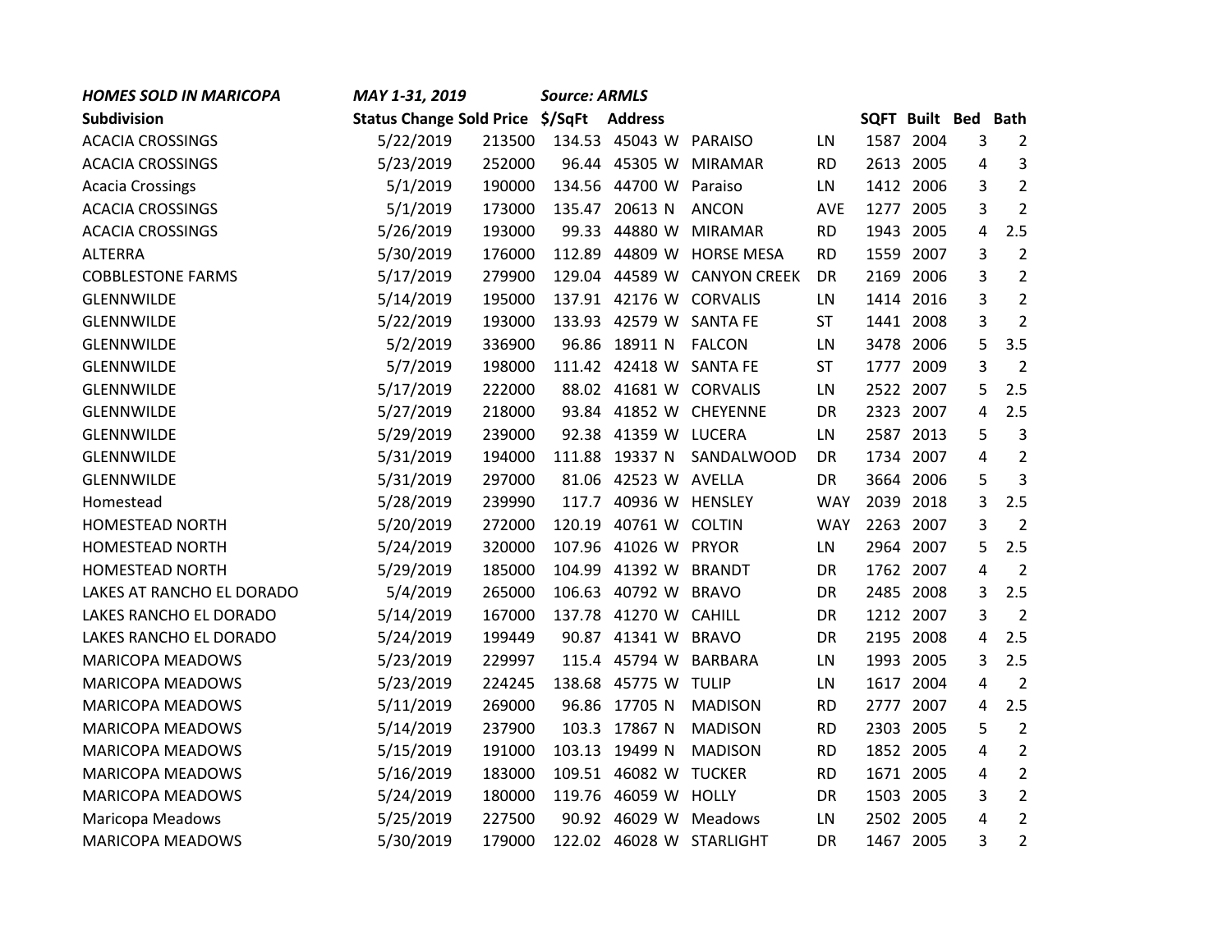***HOMES SOLD IN MARICOPA*** &nbsp;&nbsp;&nbsp; ***MAY 1-31, 2019*** &nbsp;&nbsp;&nbsp; ***Source: ARMLS***

| Subdivision | Status Change | Sold Price | $/SqFt | Address | | | | SQFT | Built | Bed | Bath |
|---|---|---|---|---|---|---|---|---|---|---|---|
| ACACIA CROSSINGS | 5/22/2019 | 213500 | 134.53 | 45043 | W | PARAISO | LN | 1587 | 2004 | 3 | 2 |
| ACACIA CROSSINGS | 5/23/2019 | 252000 | 96.44 | 45305 | W | MIRAMAR | RD | 2613 | 2005 | 4 | 3 |
| Acacia Crossings | 5/1/2019 | 190000 | 134.56 | 44700 | W | Paraiso | LN | 1412 | 2006 | 3 | 2 |
| ACACIA CROSSINGS | 5/1/2019 | 173000 | 135.47 | 20613 | N | ANCON | AVE | 1277 | 2005 | 3 | 2 |
| ACACIA CROSSINGS | 5/26/2019 | 193000 | 99.33 | 44880 | W | MIRAMAR | RD | 1943 | 2005 | 4 | 2.5 |
| ALTERRA | 5/30/2019 | 176000 | 112.89 | 44809 | W | HORSE MESA | RD | 1559 | 2007 | 3 | 2 |
| COBBLESTONE FARMS | 5/17/2019 | 279900 | 129.04 | 44589 | W | CANYON CREEK | DR | 2169 | 2006 | 3 | 2 |
| GLENNWILDE | 5/14/2019 | 195000 | 137.91 | 42176 | W | CORVALIS | LN | 1414 | 2016 | 3 | 2 |
| GLENNWILDE | 5/22/2019 | 193000 | 133.93 | 42579 | W | SANTA FE | ST | 1441 | 2008 | 3 | 2 |
| GLENNWILDE | 5/2/2019 | 336900 | 96.86 | 18911 | N | FALCON | LN | 3478 | 2006 | 5 | 3.5 |
| GLENNWILDE | 5/7/2019 | 198000 | 111.42 | 42418 | W | SANTA FE | ST | 1777 | 2009 | 3 | 2 |
| GLENNWILDE | 5/17/2019 | 222000 | 88.02 | 41681 | W | CORVALIS | LN | 2522 | 2007 | 5 | 2.5 |
| GLENNWILDE | 5/27/2019 | 218000 | 93.84 | 41852 | W | CHEYENNE | DR | 2323 | 2007 | 4 | 2.5 |
| GLENNWILDE | 5/29/2019 | 239000 | 92.38 | 41359 | W | LUCERA | LN | 2587 | 2013 | 5 | 3 |
| GLENNWILDE | 5/31/2019 | 194000 | 111.88 | 19337 | N | SANDALWOOD | DR | 1734 | 2007 | 4 | 2 |
| GLENNWILDE | 5/31/2019 | 297000 | 81.06 | 42523 | W | AVELLA | DR | 3664 | 2006 | 5 | 3 |
| Homestead | 5/28/2019 | 239990 | 117.7 | 40936 | W | HENSLEY | WAY | 2039 | 2018 | 3 | 2.5 |
| HOMESTEAD NORTH | 5/20/2019 | 272000 | 120.19 | 40761 | W | COLTIN | WAY | 2263 | 2007 | 3 | 2 |
| HOMESTEAD NORTH | 5/24/2019 | 320000 | 107.96 | 41026 | W | PRYOR | LN | 2964 | 2007 | 5 | 2.5 |
| HOMESTEAD NORTH | 5/29/2019 | 185000 | 104.99 | 41392 | W | BRANDT | DR | 1762 | 2007 | 4 | 2 |
| LAKES AT RANCHO EL DORADO | 5/4/2019 | 265000 | 106.63 | 40792 | W | BRAVO | DR | 2485 | 2008 | 3 | 2.5 |
| LAKES RANCHO EL DORADO | 5/14/2019 | 167000 | 137.78 | 41270 | W | CAHILL | DR | 1212 | 2007 | 3 | 2 |
| LAKES RANCHO EL DORADO | 5/24/2019 | 199449 | 90.87 | 41341 | W | BRAVO | DR | 2195 | 2008 | 4 | 2.5 |
| MARICOPA MEADOWS | 5/23/2019 | 229997 | 115.4 | 45794 | W | BARBARA | LN | 1993 | 2005 | 3 | 2.5 |
| MARICOPA MEADOWS | 5/23/2019 | 224245 | 138.68 | 45775 | W | TULIP | LN | 1617 | 2004 | 4 | 2 |
| MARICOPA MEADOWS | 5/11/2019 | 269000 | 96.86 | 17705 | N | MADISON | RD | 2777 | 2007 | 4 | 2.5 |
| MARICOPA MEADOWS | 5/14/2019 | 237900 | 103.3 | 17867 | N | MADISON | RD | 2303 | 2005 | 5 | 2 |
| MARICOPA MEADOWS | 5/15/2019 | 191000 | 103.13 | 19499 | N | MADISON | RD | 1852 | 2005 | 4 | 2 |
| MARICOPA MEADOWS | 5/16/2019 | 183000 | 109.51 | 46082 | W | TUCKER | RD | 1671 | 2005 | 4 | 2 |
| MARICOPA MEADOWS | 5/24/2019 | 180000 | 119.76 | 46059 | W | HOLLY | DR | 1503 | 2005 | 3 | 2 |
| Maricopa Meadows | 5/25/2019 | 227500 | 90.92 | 46029 | W | Meadows | LN | 2502 | 2005 | 4 | 2 |
| MARICOPA MEADOWS | 5/30/2019 | 179000 | 122.02 | 46028 | W | STARLIGHT | DR | 1467 | 2005 | 3 | 2 |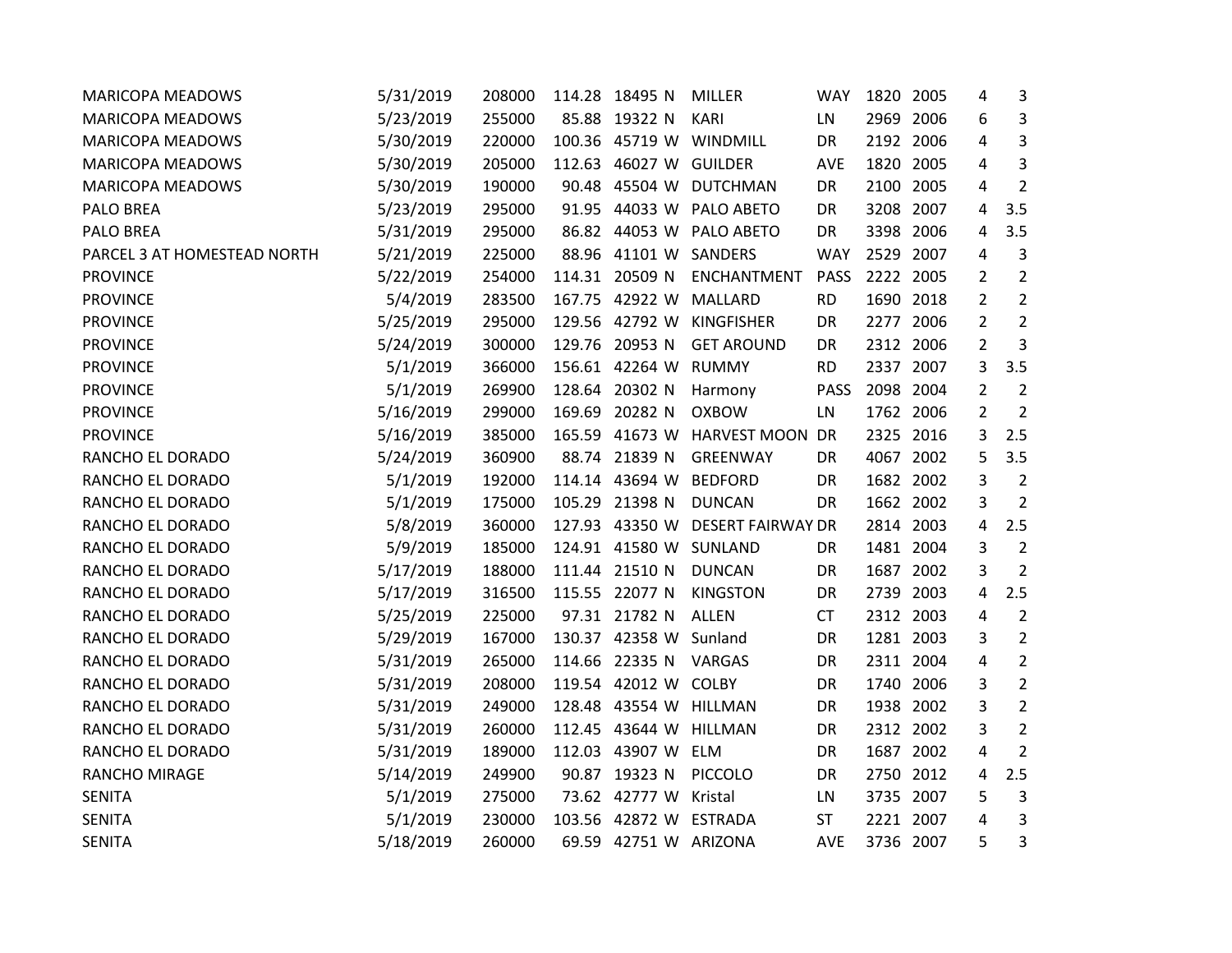| | | | | | | | | | | | |
|---|---|---|---|---|---|---|---|---|---|---|---|
| MARICOPA MEADOWS | 5/31/2019 | 208000 | 114.28 | 18495 | N | MILLER | WAY | 1820 | 2005 | 4 | 3 |
| MARICOPA MEADOWS | 5/23/2019 | 255000 | 85.88 | 19322 | N | KARI | LN | 2969 | 2006 | 6 | 3 |
| MARICOPA MEADOWS | 5/30/2019 | 220000 | 100.36 | 45719 | W | WINDMILL | DR | 2192 | 2006 | 4 | 3 |
| MARICOPA MEADOWS | 5/30/2019 | 205000 | 112.63 | 46027 | W | GUILDER | AVE | 1820 | 2005 | 4 | 3 |
| MARICOPA MEADOWS | 5/30/2019 | 190000 | 90.48 | 45504 | W | DUTCHMAN | DR | 2100 | 2005 | 4 | 2 |
| PALO BREA | 5/23/2019 | 295000 | 91.95 | 44033 | W | PALO ABETO | DR | 3208 | 2007 | 4 | 3.5 |
| PALO BREA | 5/31/2019 | 295000 | 86.82 | 44053 | W | PALO ABETO | DR | 3398 | 2006 | 4 | 3.5 |
| PARCEL 3 AT HOMESTEAD NORTH | 5/21/2019 | 225000 | 88.96 | 41101 | W | SANDERS | WAY | 2529 | 2007 | 4 | 3 |
| PROVINCE | 5/22/2019 | 254000 | 114.31 | 20509 | N | ENCHANTMENT | PASS | 2222 | 2005 | 2 | 2 |
| PROVINCE | 5/4/2019 | 283500 | 167.75 | 42922 | W | MALLARD | RD | 1690 | 2018 | 2 | 2 |
| PROVINCE | 5/25/2019 | 295000 | 129.56 | 42792 | W | KINGFISHER | DR | 2277 | 2006 | 2 | 2 |
| PROVINCE | 5/24/2019 | 300000 | 129.76 | 20953 | N | GET AROUND | DR | 2312 | 2006 | 2 | 3 |
| PROVINCE | 5/1/2019 | 366000 | 156.61 | 42264 | W | RUMMY | RD | 2337 | 2007 | 3 | 3.5 |
| PROVINCE | 5/1/2019 | 269900 | 128.64 | 20302 | N | Harmony | PASS | 2098 | 2004 | 2 | 2 |
| PROVINCE | 5/16/2019 | 299000 | 169.69 | 20282 | N | OXBOW | LN | 1762 | 2006 | 2 | 2 |
| PROVINCE | 5/16/2019 | 385000 | 165.59 | 41673 | W | HARVEST MOON | DR | 2325 | 2016 | 3 | 2.5 |
| RANCHO EL DORADO | 5/24/2019 | 360900 | 88.74 | 21839 | N | GREENWAY | DR | 4067 | 2002 | 5 | 3.5 |
| RANCHO EL DORADO | 5/1/2019 | 192000 | 114.14 | 43694 | W | BEDFORD | DR | 1682 | 2002 | 3 | 2 |
| RANCHO EL DORADO | 5/1/2019 | 175000 | 105.29 | 21398 | N | DUNCAN | DR | 1662 | 2002 | 3 | 2 |
| RANCHO EL DORADO | 5/8/2019 | 360000 | 127.93 | 43350 | W | DESERT FAIRWAY | DR | 2814 | 2003 | 4 | 2.5 |
| RANCHO EL DORADO | 5/9/2019 | 185000 | 124.91 | 41580 | W | SUNLAND | DR | 1481 | 2004 | 3 | 2 |
| RANCHO EL DORADO | 5/17/2019 | 188000 | 111.44 | 21510 | N | DUNCAN | DR | 1687 | 2002 | 3 | 2 |
| RANCHO EL DORADO | 5/17/2019 | 316500 | 115.55 | 22077 | N | KINGSTON | DR | 2739 | 2003 | 4 | 2.5 |
| RANCHO EL DORADO | 5/25/2019 | 225000 | 97.31 | 21782 | N | ALLEN | CT | 2312 | 2003 | 4 | 2 |
| RANCHO EL DORADO | 5/29/2019 | 167000 | 130.37 | 42358 | W | Sunland | DR | 1281 | 2003 | 3 | 2 |
| RANCHO EL DORADO | 5/31/2019 | 265000 | 114.66 | 22335 | N | VARGAS | DR | 2311 | 2004 | 4 | 2 |
| RANCHO EL DORADO | 5/31/2019 | 208000 | 119.54 | 42012 | W | COLBY | DR | 1740 | 2006 | 3 | 2 |
| RANCHO EL DORADO | 5/31/2019 | 249000 | 128.48 | 43554 | W | HILLMAN | DR | 1938 | 2002 | 3 | 2 |
| RANCHO EL DORADO | 5/31/2019 | 260000 | 112.45 | 43644 | W | HILLMAN | DR | 2312 | 2002 | 3 | 2 |
| RANCHO EL DORADO | 5/31/2019 | 189000 | 112.03 | 43907 | W | ELM | DR | 1687 | 2002 | 4 | 2 |
| RANCHO MIRAGE | 5/14/2019 | 249900 | 90.87 | 19323 | N | PICCOLO | DR | 2750 | 2012 | 4 | 2.5 |
| SENITA | 5/1/2019 | 275000 | 73.62 | 42777 | W | Kristal | LN | 3735 | 2007 | 5 | 3 |
| SENITA | 5/1/2019 | 230000 | 103.56 | 42872 | W | ESTRADA | ST | 2221 | 2007 | 4 | 3 |
| SENITA | 5/18/2019 | 260000 | 69.59 | 42751 | W | ARIZONA | AVE | 3736 | 2007 | 5 | 3 |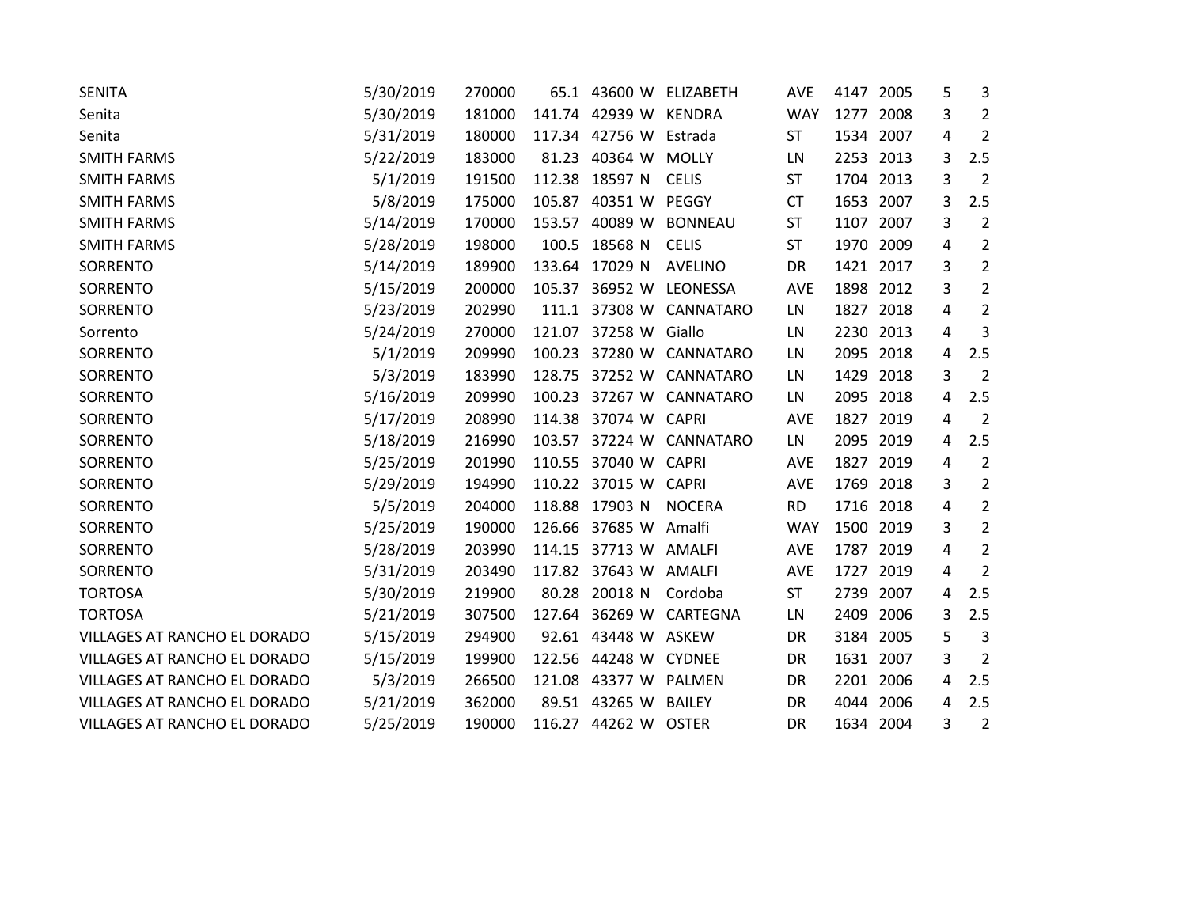| | | | | | | | | | | | |
|---|---|---|---|---|---|---|---|---|---|---|---|
| SENITA | 5/30/2019 | 270000 | 65.1 | 43600 | W | ELIZABETH | AVE | 4147 | 2005 | 5 | 3 |
| Senita | 5/30/2019 | 181000 | 141.74 | 42939 | W | KENDRA | WAY | 1277 | 2008 | 3 | 2 |
| Senita | 5/31/2019 | 180000 | 117.34 | 42756 | W | Estrada | ST | 1534 | 2007 | 4 | 2 |
| SMITH FARMS | 5/22/2019 | 183000 | 81.23 | 40364 | W | MOLLY | LN | 2253 | 2013 | 3 | 2.5 |
| SMITH FARMS | 5/1/2019 | 191500 | 112.38 | 18597 | N | CELIS | ST | 1704 | 2013 | 3 | 2 |
| SMITH FARMS | 5/8/2019 | 175000 | 105.87 | 40351 | W | PEGGY | CT | 1653 | 2007 | 3 | 2.5 |
| SMITH FARMS | 5/14/2019 | 170000 | 153.57 | 40089 | W | BONNEAU | ST | 1107 | 2007 | 3 | 2 |
| SMITH FARMS | 5/28/2019 | 198000 | 100.5 | 18568 | N | CELIS | ST | 1970 | 2009 | 4 | 2 |
| SORRENTO | 5/14/2019 | 189900 | 133.64 | 17029 | N | AVELINO | DR | 1421 | 2017 | 3 | 2 |
| SORRENTO | 5/15/2019 | 200000 | 105.37 | 36952 | W | LEONESSA | AVE | 1898 | 2012 | 3 | 2 |
| SORRENTO | 5/23/2019 | 202990 | 111.1 | 37308 | W | CANNATARO | LN | 1827 | 2018 | 4 | 2 |
| Sorrento | 5/24/2019 | 270000 | 121.07 | 37258 | W | Giallo | LN | 2230 | 2013 | 4 | 3 |
| SORRENTO | 5/1/2019 | 209990 | 100.23 | 37280 | W | CANNATARO | LN | 2095 | 2018 | 4 | 2.5 |
| SORRENTO | 5/3/2019 | 183990 | 128.75 | 37252 | W | CANNATARO | LN | 1429 | 2018 | 3 | 2 |
| SORRENTO | 5/16/2019 | 209990 | 100.23 | 37267 | W | CANNATARO | LN | 2095 | 2018 | 4 | 2.5 |
| SORRENTO | 5/17/2019 | 208990 | 114.38 | 37074 | W | CAPRI | AVE | 1827 | 2019 | 4 | 2 |
| SORRENTO | 5/18/2019 | 216990 | 103.57 | 37224 | W | CANNATARO | LN | 2095 | 2019 | 4 | 2.5 |
| SORRENTO | 5/25/2019 | 201990 | 110.55 | 37040 | W | CAPRI | AVE | 1827 | 2019 | 4 | 2 |
| SORRENTO | 5/29/2019 | 194990 | 110.22 | 37015 | W | CAPRI | AVE | 1769 | 2018 | 3 | 2 |
| SORRENTO | 5/5/2019 | 204000 | 118.88 | 17903 | N | NOCERA | RD | 1716 | 2018 | 4 | 2 |
| SORRENTO | 5/25/2019 | 190000 | 126.66 | 37685 | W | Amalfi | WAY | 1500 | 2019 | 3 | 2 |
| SORRENTO | 5/28/2019 | 203990 | 114.15 | 37713 | W | AMALFI | AVE | 1787 | 2019 | 4 | 2 |
| SORRENTO | 5/31/2019 | 203490 | 117.82 | 37643 | W | AMALFI | AVE | 1727 | 2019 | 4 | 2 |
| TORTOSA | 5/30/2019 | 219900 | 80.28 | 20018 | N | Cordoba | ST | 2739 | 2007 | 4 | 2.5 |
| TORTOSA | 5/21/2019 | 307500 | 127.64 | 36269 | W | CARTEGNA | LN | 2409 | 2006 | 3 | 2.5 |
| VILLAGES AT RANCHO EL DORADO | 5/15/2019 | 294900 | 92.61 | 43448 | W | ASKEW | DR | 3184 | 2005 | 5 | 3 |
| VILLAGES AT RANCHO EL DORADO | 5/15/2019 | 199900 | 122.56 | 44248 | W | CYDNEE | DR | 1631 | 2007 | 3 | 2 |
| VILLAGES AT RANCHO EL DORADO | 5/3/2019 | 266500 | 121.08 | 43377 | W | PALMEN | DR | 2201 | 2006 | 4 | 2.5 |
| VILLAGES AT RANCHO EL DORADO | 5/21/2019 | 362000 | 89.51 | 43265 | W | BAILEY | DR | 4044 | 2006 | 4 | 2.5 |
| VILLAGES AT RANCHO EL DORADO | 5/25/2019 | 190000 | 116.27 | 44262 | W | OSTER | DR | 1634 | 2004 | 3 | 2 |